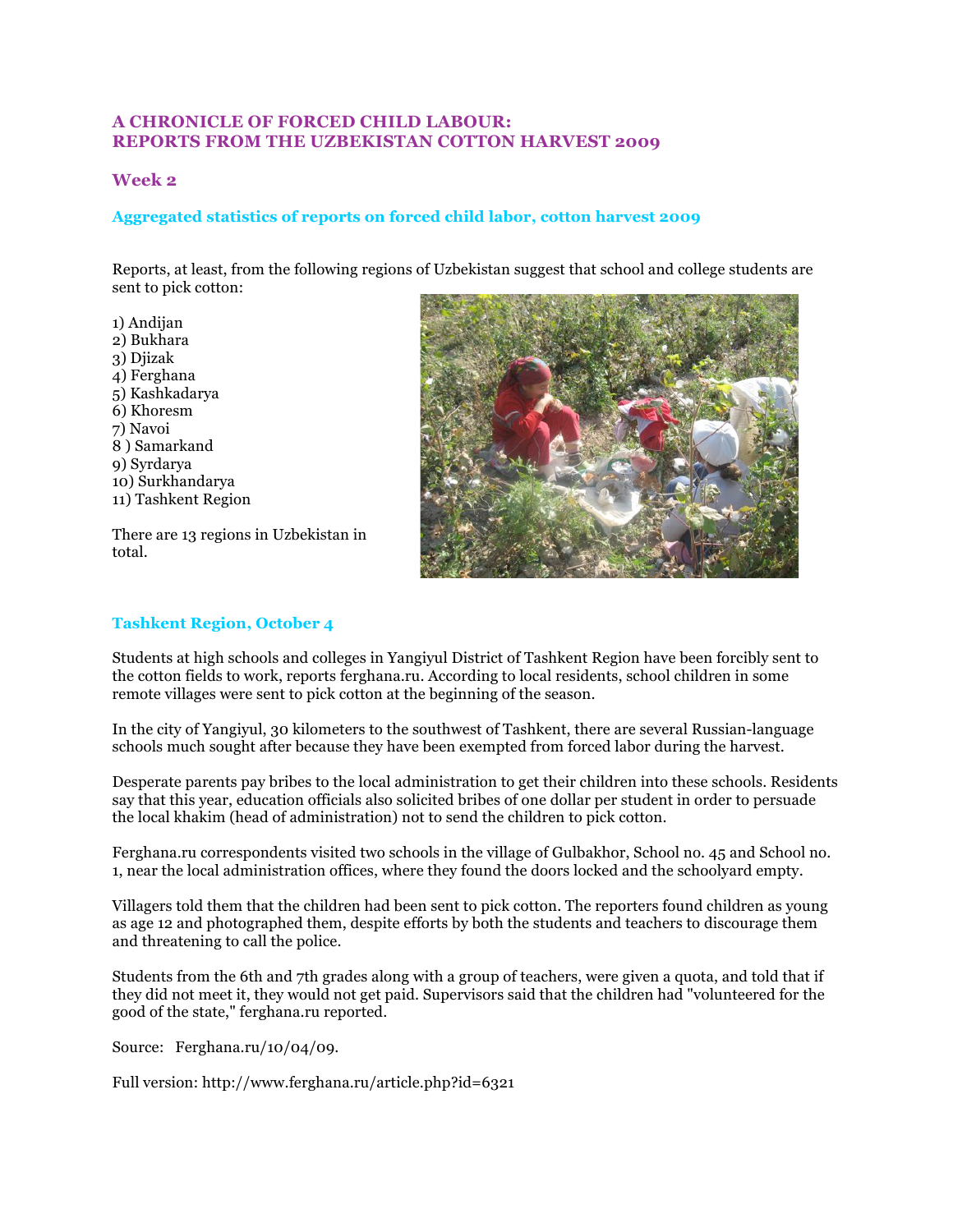# A CHRONICLE OF FORCED CHILD LABOUR: REPORTS FROM THE UZBEKISTAN COTTON HARVEST 2009

## Week 2

### Aggregated statistics of reports on forced child labor, cotton harvest 2009

Reports, at least, from the following regions of Uzbekistan suggest that school and college students are sent to pick cotton:

1) Andijan
2) Bukhara
3) Djizak
4) Ferghana
5) Kashkadarya
6) Khoresm
7) Navoi
8 ) Samarkand
9) Syrdarya
10) Surkhandarya
11) Tashkent Region

There are 13 regions in Uzbekistan in total.

### Tashkent Region, October 4

Students at high schools and colleges in Yangiyul District of Tashkent Region have been forcibly sent to the cotton fields to work, reports ferghana.ru. According to local residents, school children in some remote villages were sent to pick cotton at the beginning of the season.

In the city of Yangiyul, 30 kilometers to the southwest of Tashkent, there are several Russian-language schools much sought after because they have been exempted from forced labor during the harvest.

Desperate parents pay bribes to the local administration to get their children into these schools. Residents say that this year, education officials also solicited bribes of one dollar per student in order to persuade the local khakim (head of administration) not to send the children to pick cotton.

Ferghana.ru correspondents visited two schools in the village of Gulbakhor, School no. 45 and School no. 1, near the local administration offices, where they found the doors locked and the schoolyard empty.

Villagers told them that the children had been sent to pick cotton. The reporters found children as young as age 12 and photographed them, despite efforts by both the students and teachers to discourage them and threatening to call the police.

Students from the 6th and 7th grades along with a group of teachers, were given a quota, and told that if they did not meet it, they would not get paid. Supervisors said that the children had "volunteered for the good of the state," ferghana.ru reported.

Source: Ferghana.ru/10/04/09.

Full version: http://www.ferghana.ru/article.php?id=6321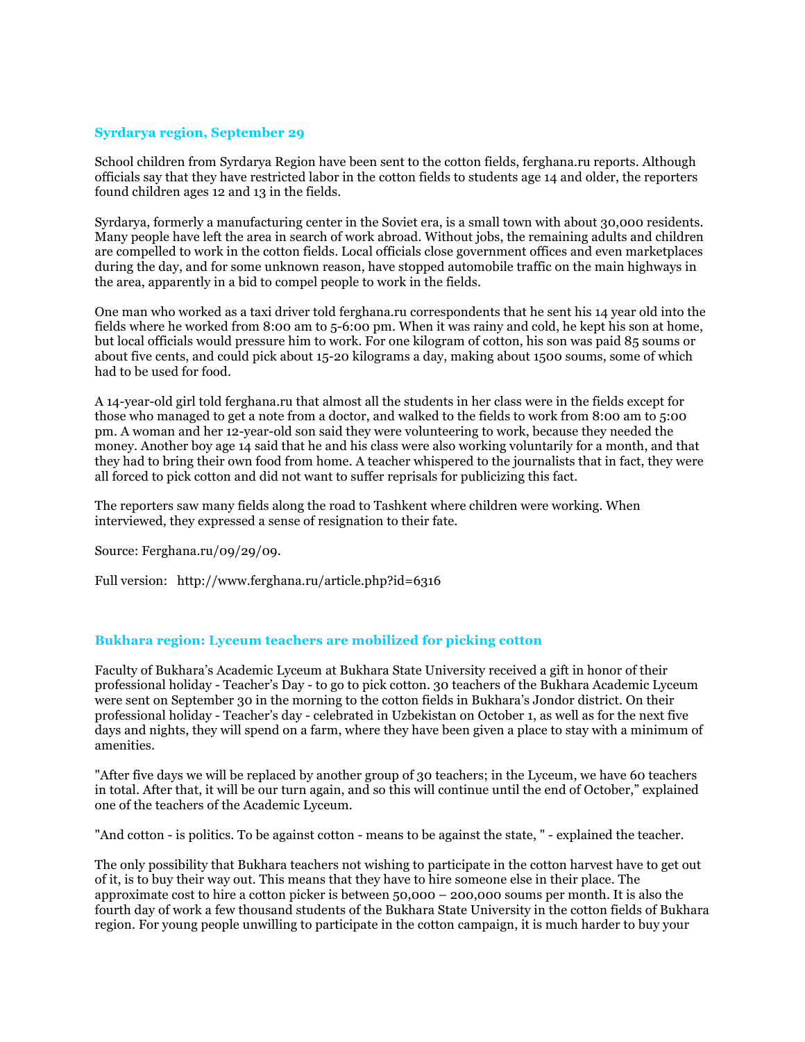### Syrdarya region, September 29

School children from Syrdarya Region have been sent to the cotton fields, ferghana.ru reports. Although officials say that they have restricted labor in the cotton fields to students age 14 and older, the reporters found children ages 12 and 13 in the fields.

Syrdarya, formerly a manufacturing center in the Soviet era, is a small town with about 30,000 residents. Many people have left the area in search of work abroad. Without jobs, the remaining adults and children are compelled to work in the cotton fields. Local officials close government offices and even marketplaces during the day, and for some unknown reason, have stopped automobile traffic on the main highways in the area, apparently in a bid to compel people to work in the fields.

One man who worked as a taxi driver told ferghana.ru correspondents that he sent his 14 year old into the fields where he worked from 8:00 am to 5-6:00 pm. When it was rainy and cold, he kept his son at home, but local officials would pressure him to work. For one kilogram of cotton, his son was paid 85 soums or about five cents, and could pick about 15-20 kilograms a day, making about 1500 soums, some of which had to be used for food.

A 14-year-old girl told ferghana.ru that almost all the students in her class were in the fields except for those who managed to get a note from a doctor, and walked to the fields to work from 8:00 am to 5:00 pm. A woman and her 12-year-old son said they were volunteering to work, because they needed the money. Another boy age 14 said that he and his class were also working voluntarily for a month, and that they had to bring their own food from home. A teacher whispered to the journalists that in fact, they were all forced to pick cotton and did not want to suffer reprisals for publicizing this fact.

The reporters saw many fields along the road to Tashkent where children were working. When interviewed, they expressed a sense of resignation to their fate.

Source: Ferghana.ru/09/29/09.

Full version: http://www.ferghana.ru/article.php?id=6316

### Bukhara region: Lyceum teachers are mobilized for picking cotton

Faculty of Bukhara's Academic Lyceum at Bukhara State University received a gift in honor of their professional holiday - Teacher's Day - to go to pick cotton. 30 teachers of the Bukhara Academic Lyceum were sent on September 30 in the morning to the cotton fields in Bukhara's Jondor district. On their professional holiday - Teacher's day - celebrated in Uzbekistan on October 1, as well as for the next five days and nights, they will spend on a farm, where they have been given a place to stay with a minimum of amenities.

"After five days we will be replaced by another group of 30 teachers; in the Lyceum, we have 60 teachers in total. After that, it will be our turn again, and so this will continue until the end of October," explained one of the teachers of the Academic Lyceum.

"And cotton - is politics. To be against cotton - means to be against the state, " - explained the teacher.

The only possibility that Bukhara teachers not wishing to participate in the cotton harvest have to get out of it, is to buy their way out. This means that they have to hire someone else in their place. The approximate cost to hire a cotton picker is between 50,000 – 200,000 soums per month. It is also the fourth day of work a few thousand students of the Bukhara State University in the cotton fields of Bukhara region. For young people unwilling to participate in the cotton campaign, it is much harder to buy your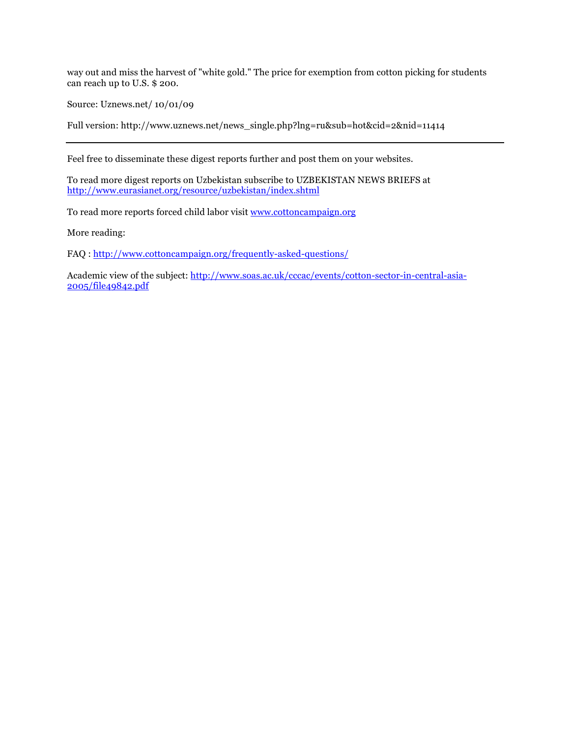way out and miss the harvest of "white gold." The price for exemption from cotton picking for students can reach up to U.S. $ 200.

Source: Uznews.net/ 10/01/09

Full version: http://www.uznews.net/news_single.php?lng=ru&sub=hot&cid=2&nid=11414

---

Feel free to disseminate these digest reports further and post them on your websites.

To read more digest reports on Uzbekistan subscribe to UZBEKISTAN NEWS BRIEFS at http://www.eurasianet.org/resource/uzbekistan/index.shtml

To read more reports forced child labor visit www.cottoncampaign.org

More reading:

FAQ : http://www.cottoncampaign.org/frequently-asked-questions/

Academic view of the subject: http://www.soas.ac.uk/cccac/events/cotton-sector-in-central-asia-2005/file49842.pdf